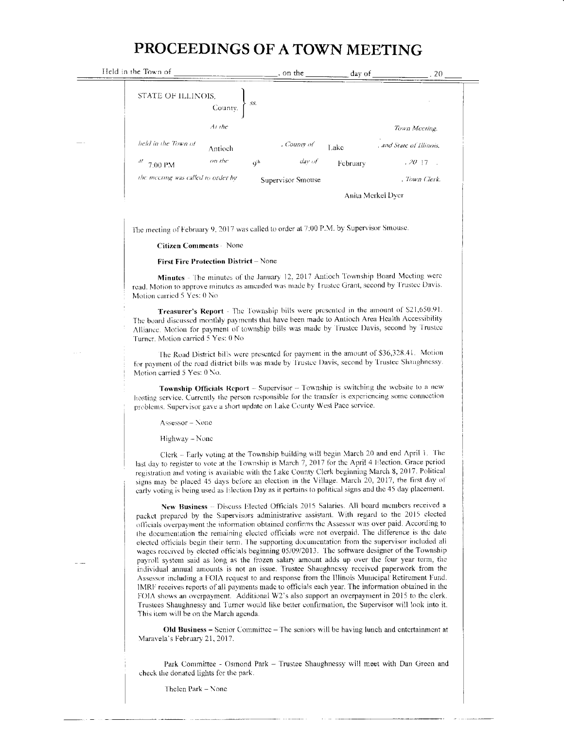# PROCEEDINGS OF A TOWN MEETING

Held in the Town of \_\_\_\_\_\_\_\_\_\_\_\_\_\_\_, on the \_\_\_\_\_\_ day of \_\_\_\_\_\_\_\_\_\_, 20 \_\_\_

STATE OF ILLINOIS, County. } ss.

*At the* Town Meeting.

*held in the Town of* Antioch, *County of* Lake, *and State of Illinois,*

*at* 7:00 PM *on the* 9th *day of* February, *20* 17.

*the meeting was called to order by* Supervisor Smouse, *Town Clerk.* Anita Merkel Dyer

The meeting of February 9, 2017 was called to order at 7:00 P.M. by Supervisor Smouse.

**Citizen Comments** - None

**First Fire Protection District** – None

**Minutes** - The minutes of the January 12, 2017 Antioch Township Board Meeting were read. Motion to approve minutes as amended was made by Trustee Grant, second by Trustee Davis. Motion carried 5 Yes: 0 No

**Treasurer's Report** - The Township bills were presented in the amount of $21,650.91. The board discussed monthly payments that have been made to Antioch Area Health Accessibility Alliance. Motion for payment of township bills was made by Trustee Davis, second by Trustee Turner. Motion carried 5 Yes: 0 No

The Road District bills were presented for payment in the amount of $36,328.41. Motion for payment of the road district bills was made by Trustee Davis, second by Trustee Shaughnessy. Motion carried 5 Yes: 0 No.

**Township Officials Report** – Supervisor – Township is switching the website to a new hosting service. Currently the person responsible for the transfer is experiencing some connection problems. Supervisor gave a short update on Lake County West Pace service.

Assessor – None

Highway – None

Clerk – Early voting at the Township building will begin March 20 and end April 1. The last day to register to vote at the Township is March 7, 2017 for the April 4 Election. Grace period registration and voting is available with the Lake County Clerk beginning March 8, 2017. Political signs may be placed 45 days before an election in the Village. March 20, 2017, the first day of early voting is being used as Election Day as it pertains to political signs and the 45 day placement.

**New Business** – Discuss Elected Officials 2015 Salaries. All board members received a packet prepared by the Supervisors administrative assistant. With regard to the 2015 elected officials overpayment the information obtained confirms the Assessor was over paid. According to the documentation the remaining elected officials were not overpaid. The difference is the date elected officials begin their term. The supporting documentation from the supervisor included all wages received by elected officials beginning 05/09/2013. The software designer of the Township payroll system said as long as the frozen salary amount adds up over the four year term, the individual annual amounts is not an issue. Trustee Shaughnessy received paperwork from the Assessor including a FOIA request to and response from the Illinois Municipal Retirement Fund. IMRF receives reports of all payments made to officials each year. The information obtained in the FOIA shows an overpayment. Additional W2's also support an overpayment in 2015 to the clerk. Trustees Shaughnessy and Turner would like better confirmation, the Supervisor will look into it. This item will be on the March agenda.

**Old Business** – Senior Committee – The seniors will be having lunch and entertainment at Maravela's February 21, 2017.

Park Committee - Osmond Park – Trustee Shaughnessy will meet with Dan Green and check the donated lights for the park.

Thelen Park – None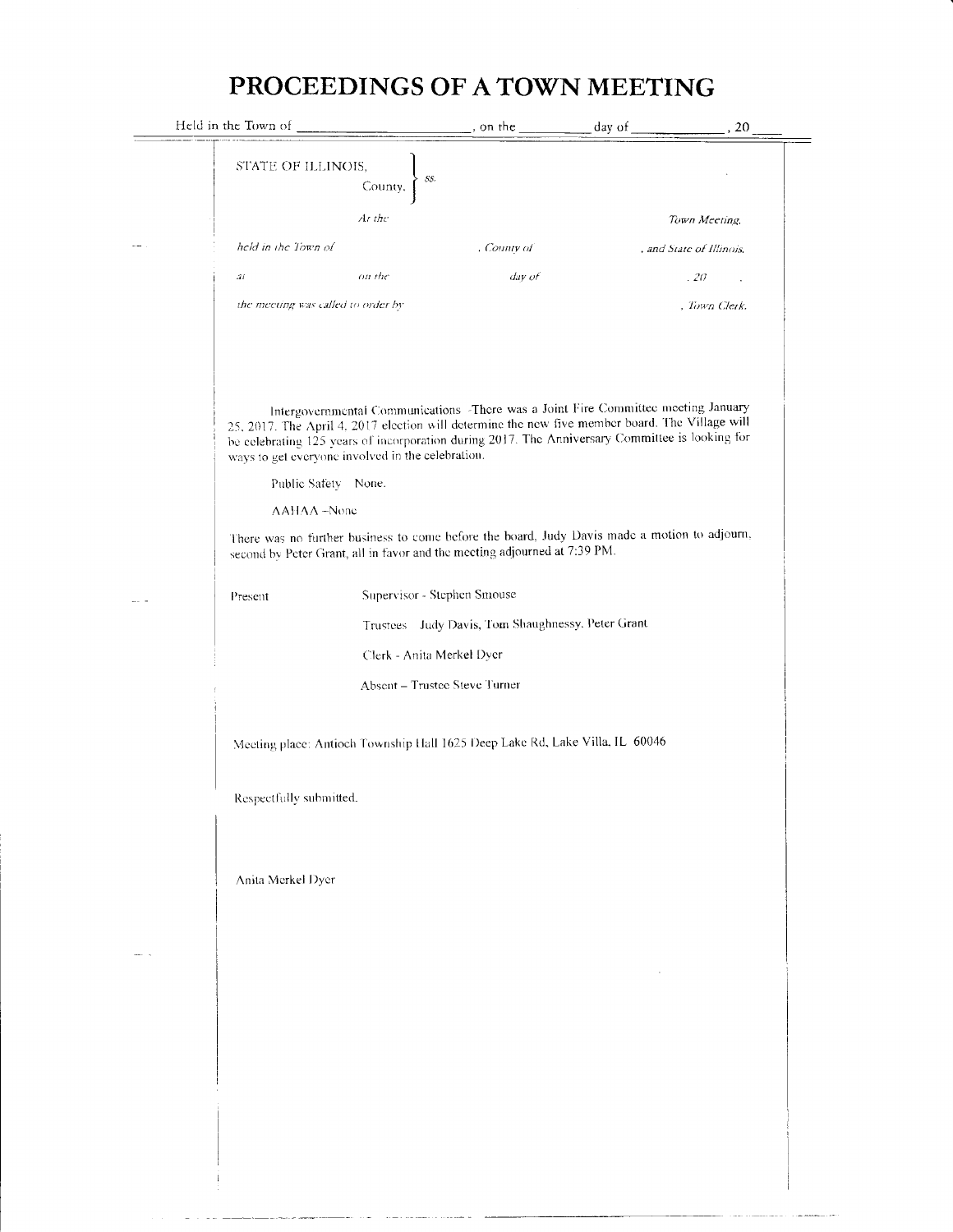# PROCEEDINGS OF A TOWN MEETING

Held in the Town of ________________, on the ________ day of ____________, 20 ____

STATE OF ILLINOIS, County, } ss.

*At the* ________________ *Town Meeting,*

*held in the Town of* ________________, *County of* ________________, *and State of Illinois,*

*at* ________ *on the* ________ *day of* ________________, *20* ____

*the meeting was called to order by* ________________, *Town Clerk.*

Intergovernmental Communications -There was a Joint Fire Committee meeting January 25, 2017. The April 4, 2017 election will determine the new five member board. The Village will be celebrating 125 years of incorporation during 2017. The Anniversary Committee is looking for ways to get everyone involved in the celebration.

Public Safety None.

AAHAA –None

There was no further business to come before the board, Judy Davis made a motion to adjourn, second by Peter Grant, all in favor and the meeting adjourned at 7:39 PM.

Present Supervisor - Stephen Smouse

Trustees Judy Davis, Tom Shaughnessy, Peter Grant

Clerk - Anita Merkel Dyer

Absent – Trustee Steve Turner

Meeting place: Antioch Township Hall 1625 Deep Lake Rd, Lake Villa, IL 60046

Respectfully submitted,

Anita Merkel Dyer